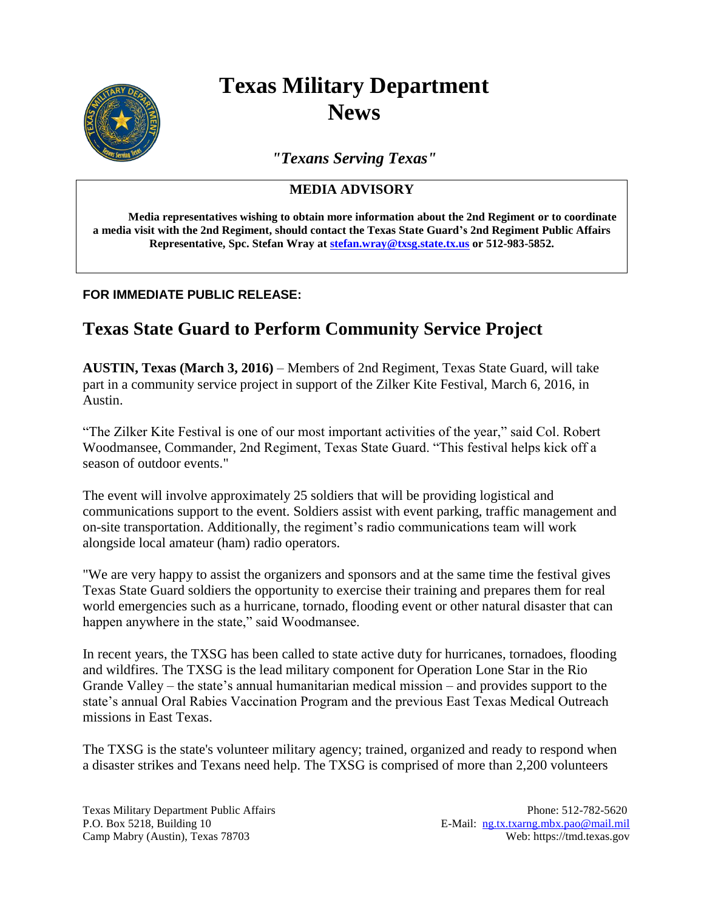# Texas Military Department News

*"Texans Serving Texas"*

**MEDIA ADVISORY**

**Media representatives wishing to obtain more information about the 2nd Regiment or to coordinate a media visit with the 2nd Regiment, should contact the Texas State Guard's 2nd Regiment Public Affairs Representative, Spc. Stefan Wray at stefan.wray@txsg.state.tx.us or 512-983-5852.**

**FOR IMMEDIATE PUBLIC RELEASE:**

## Texas State Guard to Perform Community Service Project

**AUSTIN, Texas (March 3, 2016)** – Members of 2nd Regiment, Texas State Guard, will take part in a community service project in support of the Zilker Kite Festival, March 6, 2016, in Austin.

"The Zilker Kite Festival is one of our most important activities of the year," said Col. Robert Woodmansee, Commander, 2nd Regiment, Texas State Guard. "This festival helps kick off a season of outdoor events."

The event will involve approximately 25 soldiers that will be providing logistical and communications support to the event. Soldiers assist with event parking, traffic management and on-site transportation. Additionally, the regiment's radio communications team will work alongside local amateur (ham) radio operators.

"We are very happy to assist the organizers and sponsors and at the same time the festival gives Texas State Guard soldiers the opportunity to exercise their training and prepares them for real world emergencies such as a hurricane, tornado, flooding event or other natural disaster that can happen anywhere in the state," said Woodmansee.

In recent years, the TXSG has been called to state active duty for hurricanes, tornadoes, flooding and wildfires. The TXSG is the lead military component for Operation Lone Star in the Rio Grande Valley – the state's annual humanitarian medical mission – and provides support to the state's annual Oral Rabies Vaccination Program and the previous East Texas Medical Outreach missions in East Texas.

The TXSG is the state's volunteer military agency; trained, organized and ready to respond when a disaster strikes and Texans need help. The TXSG is comprised of more than 2,200 volunteers

Texas Military Department Public Affairs
P.O. Box 5218, Building 10
Camp Mabry (Austin), Texas 78703

Phone: 512-782-5620
E-Mail: ng.tx.txarng.mbx.pao@mail.mil
Web: https://tmd.texas.gov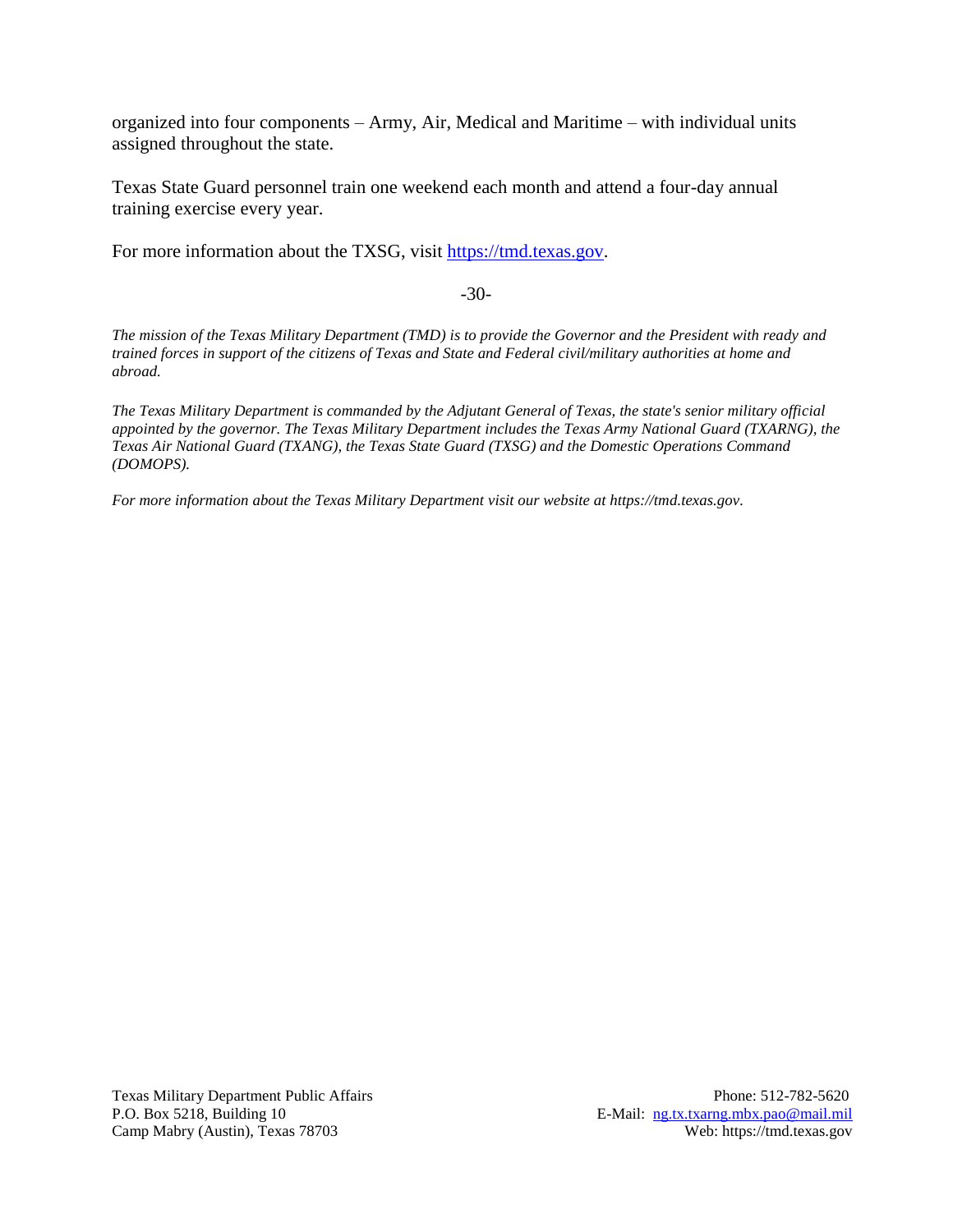organized into four components – Army, Air, Medical and Maritime – with individual units assigned throughout the state.

Texas State Guard personnel train one weekend each month and attend a four-day annual training exercise every year.

For more information about the TXSG, visit [https://tmd.texas.gov](https://tmd.texas.gov).

-30-

*The mission of the Texas Military Department (TMD) is to provide the Governor and the President with ready and trained forces in support of the citizens of Texas and State and Federal civil/military authorities at home and abroad.*

*The Texas Military Department is commanded by the Adjutant General of Texas, the state's senior military official appointed by the governor. The Texas Military Department includes the Texas Army National Guard (TXARNG), the Texas Air National Guard (TXANG), the Texas State Guard (TXSG) and the Domestic Operations Command (DOMOPS).*

*For more information about the Texas Military Department visit our website at https://tmd.texas.gov.*